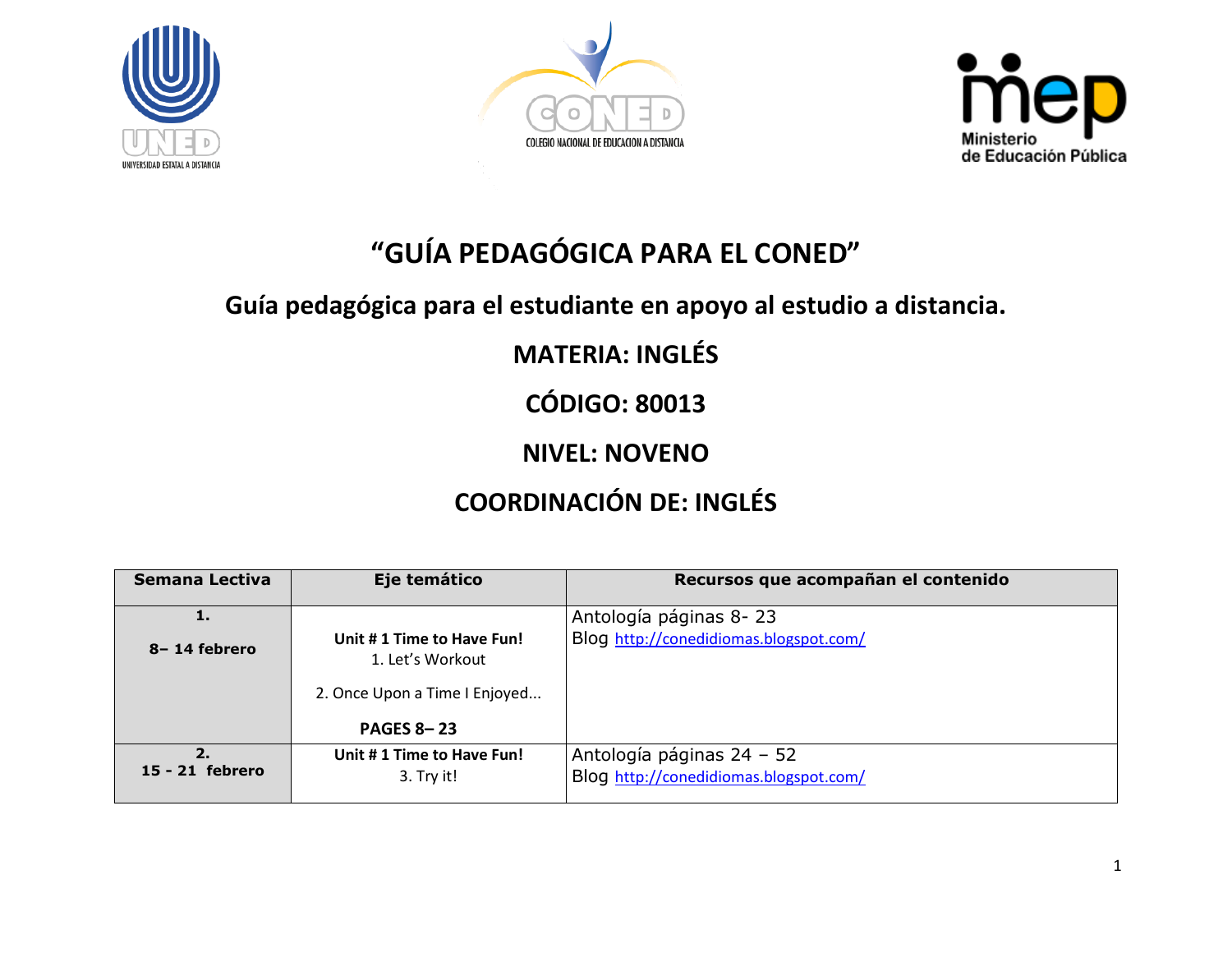# “GUÍA PEDAGÓGICA PARA EL CONED”

## Guía pedagógica para el estudiante en apoyo al estudio a distancia.

## MATERIA: INGLÉS

## CÓDIGO: 80013

## NIVEL: NOVENO

## COORDINACIÓN DE: INGLÉS

| Semana Lectiva | Eje temático | Recursos que acompañan el contenido |
|---|---|---|
| **1.** **8– 14 febrero** | **Unit # 1 Time to Have Fun!** 1. Let's Workout 2. Once Upon a Time I Enjoyed... **PAGES 8– 23** | Antología páginas 8- 23 Blog http://conedidiomas.blogspot.com/ |
| **2.** **15 - 21 febrero** | **Unit # 1 Time to Have Fun!** 3. Try it! | Antología páginas 24 – 52 Blog http://conedidiomas.blogspot.com/ |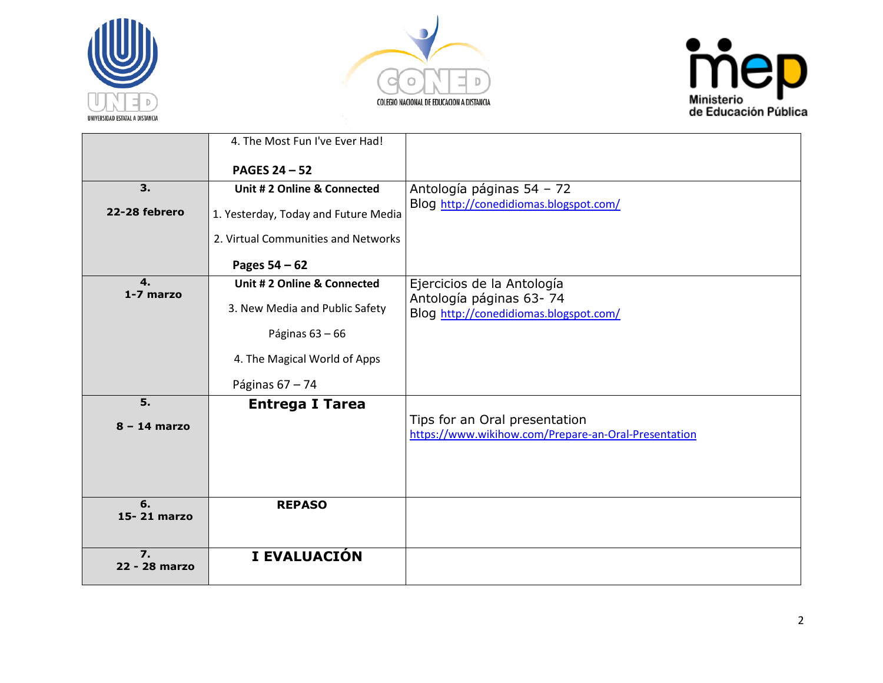|  |  |  |
|---|---|---|
|  | 4. The Most Fun I've Ever Had!<br><br>**PAGES 24 – 52** |  |
| **3.**<br><br>**22-28 febrero** | **Unit # 2 Online & Connected**<br><br>1. Yesterday, Today and Future Media<br><br>2. Virtual Communities and Networks<br><br>**Pages 54 – 62** | Antología páginas 54 – 72<br>Blog http://conedidiomas.blogspot.com/ |
| **4.**<br>**1-7 marzo** | **Unit # 2 Online & Connected**<br><br>3. New Media and Public Safety<br><br>Páginas 63 – 66<br><br>4. The Magical World of Apps<br><br>Páginas 67 – 74 | Ejercicios de la Antología<br>Antología páginas 63- 74<br>Blog http://conedidiomas.blogspot.com/ |
| **5.**<br><br>**8 – 14 marzo** | **Entrega I Tarea** | Tips for an Oral presentation<br>https://www.wikihow.com/Prepare-an-Oral-Presentation |
| **6.**<br>**15- 21 marzo** | **REPASO** |  |
| **7.**<br>**22 - 28 marzo** | **I EVALUACIÓN** |  |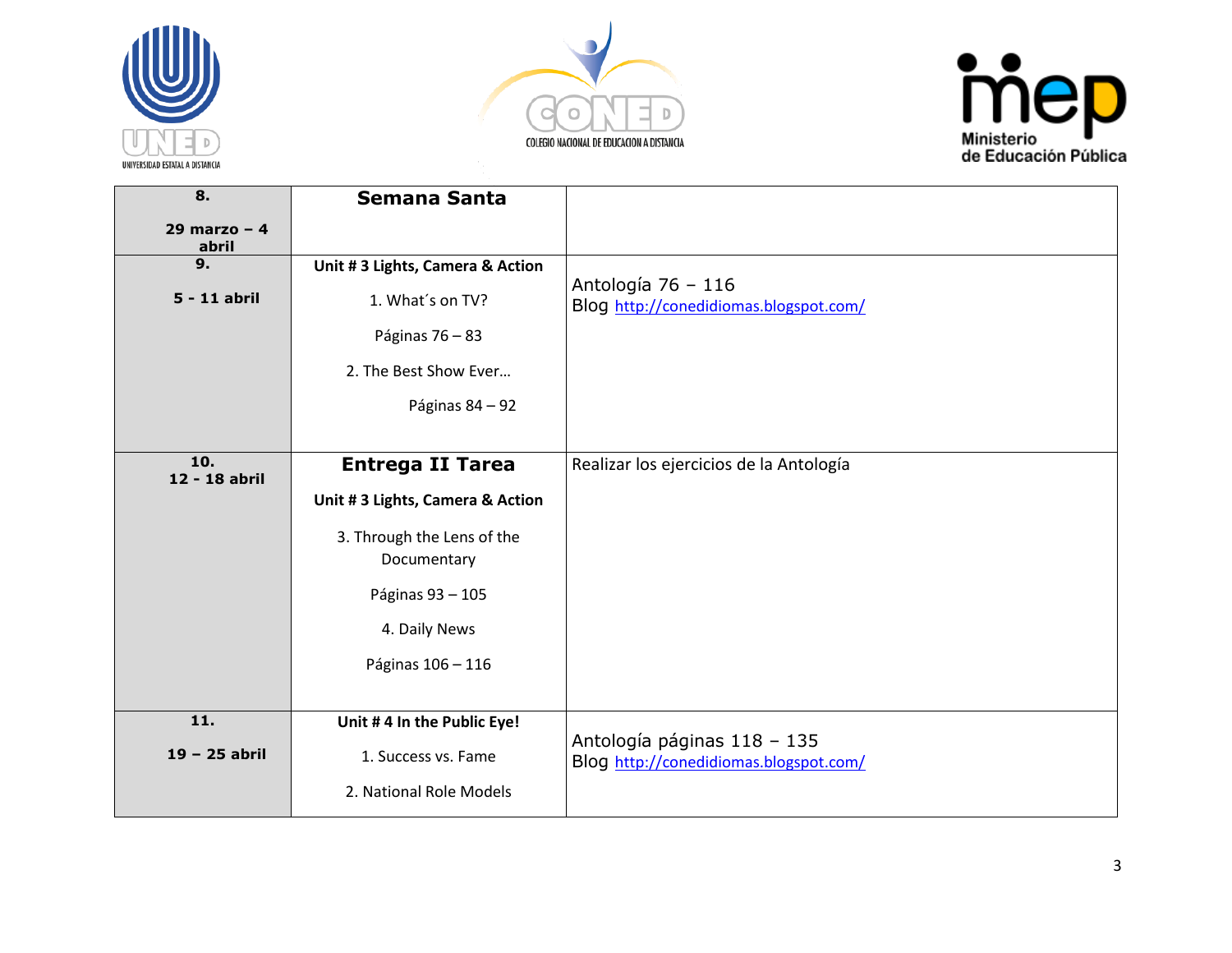| 8. 29 marzo – 4 abril | **Semana Santa** | |
|---|---|---|
| **9.** **5 - 11 abril** | **Unit # 3 Lights, Camera & Action** 1. What´s on TV? Páginas 76 – 83 2. The Best Show Ever… Páginas 84 – 92 | Antología 76 – 116 Blog http://conedidiomas.blogspot.com/ |
| **10.** **12 - 18 abril** | **Entrega II Tarea** **Unit # 3 Lights, Camera & Action** 3. Through the Lens of the Documentary Páginas 93 – 105 4. Daily News Páginas 106 – 116 | Realizar los ejercicios de la Antología |
| **11.** **19 – 25 abril** | **Unit # 4 In the Public Eye!** 1. Success vs. Fame 2. National Role Models | Antología páginas 118 – 135 Blog http://conedidiomas.blogspot.com/ |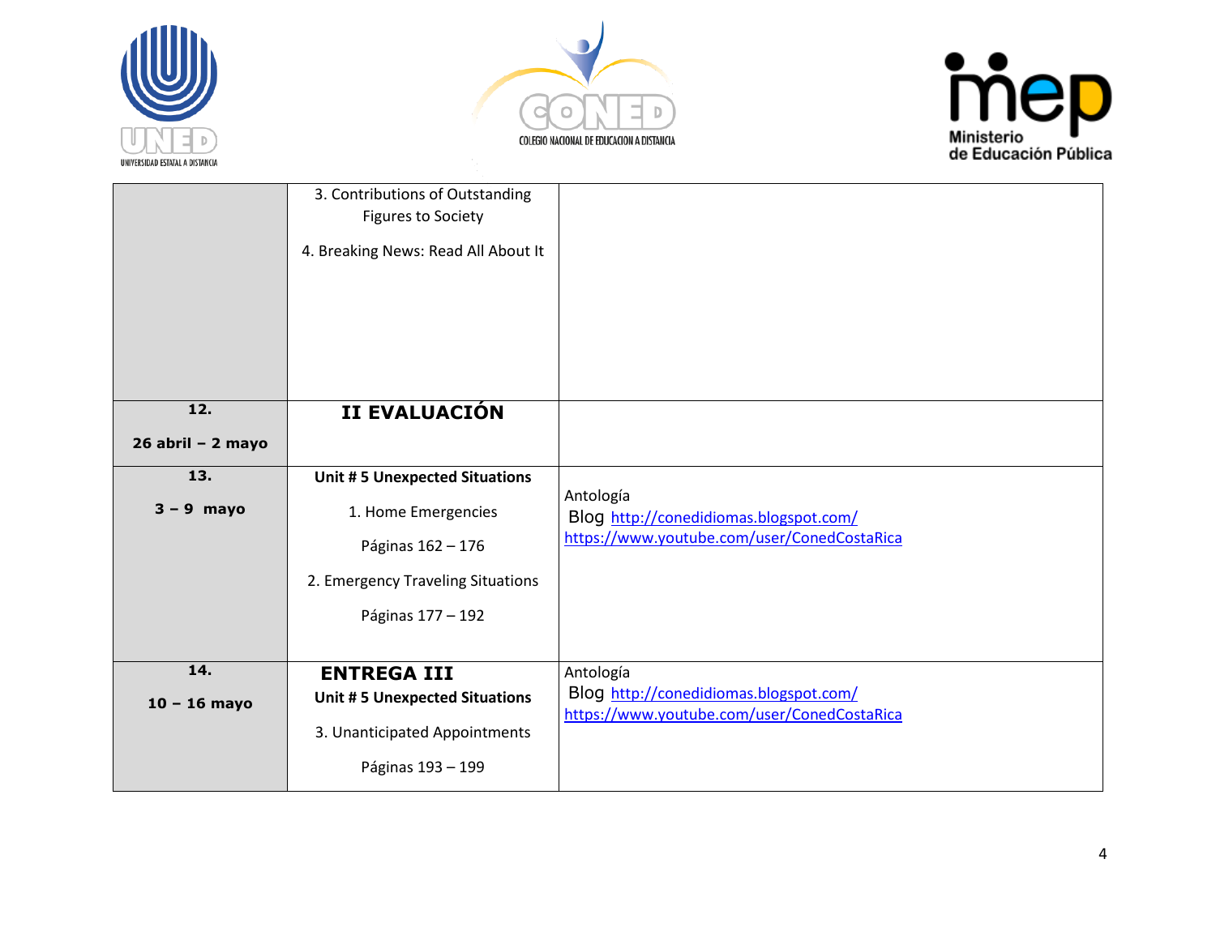| | | |
|---|---|---|
| | 3. Contributions of Outstanding Figures to Society<br><br>4. Breaking News: Read All About It | |
| **12.**<br><br>**26 abril – 2 mayo** | **II EVALUACIÓN** | |
| **13.**<br><br>**3 – 9 mayo** | **Unit # 5 Unexpected Situations**<br><br>1. Home Emergencies<br><br>Páginas 162 – 176<br><br>2. Emergency Traveling Situations<br><br>Páginas 177 – 192 | Antología<br>Blog http://conedidiomas.blogspot.com/<br>https://www.youtube.com/user/ConedCostaRica |
| **14.**<br><br>**10 – 16 mayo** | **ENTREGA III**<br>**Unit # 5 Unexpected Situations**<br><br>3. Unanticipated Appointments<br><br>Páginas 193 – 199 | Antología<br>Blog http://conedidiomas.blogspot.com/<br>https://www.youtube.com/user/ConedCostaRica |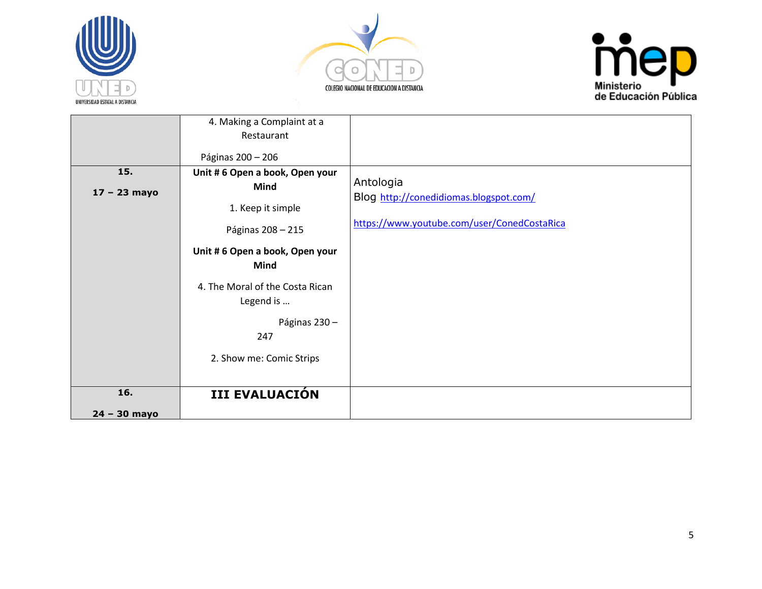| | | |
|---|---|---|
| | 4. Making a Complaint at a Restaurant<br><br>Páginas 200 – 206 | |
| **15.**<br><br>**17 – 23 mayo** | **Unit # 6 Open a book, Open your Mind**<br><br>1. Keep it simple<br><br>Páginas 208 – 215<br><br>**Unit # 6 Open a book, Open your Mind**<br><br>4. The Moral of the Costa Rican Legend is …<br><br>Páginas 230 – 247<br><br>2. Show me: Comic Strips | Antologia<br>Blog http://conedidiomas.blogspot.com/<br><br>https://www.youtube.com/user/ConedCostaRica |
| **16.**<br><br>**24 – 30 mayo** | **III EVALUACIÓN** | |